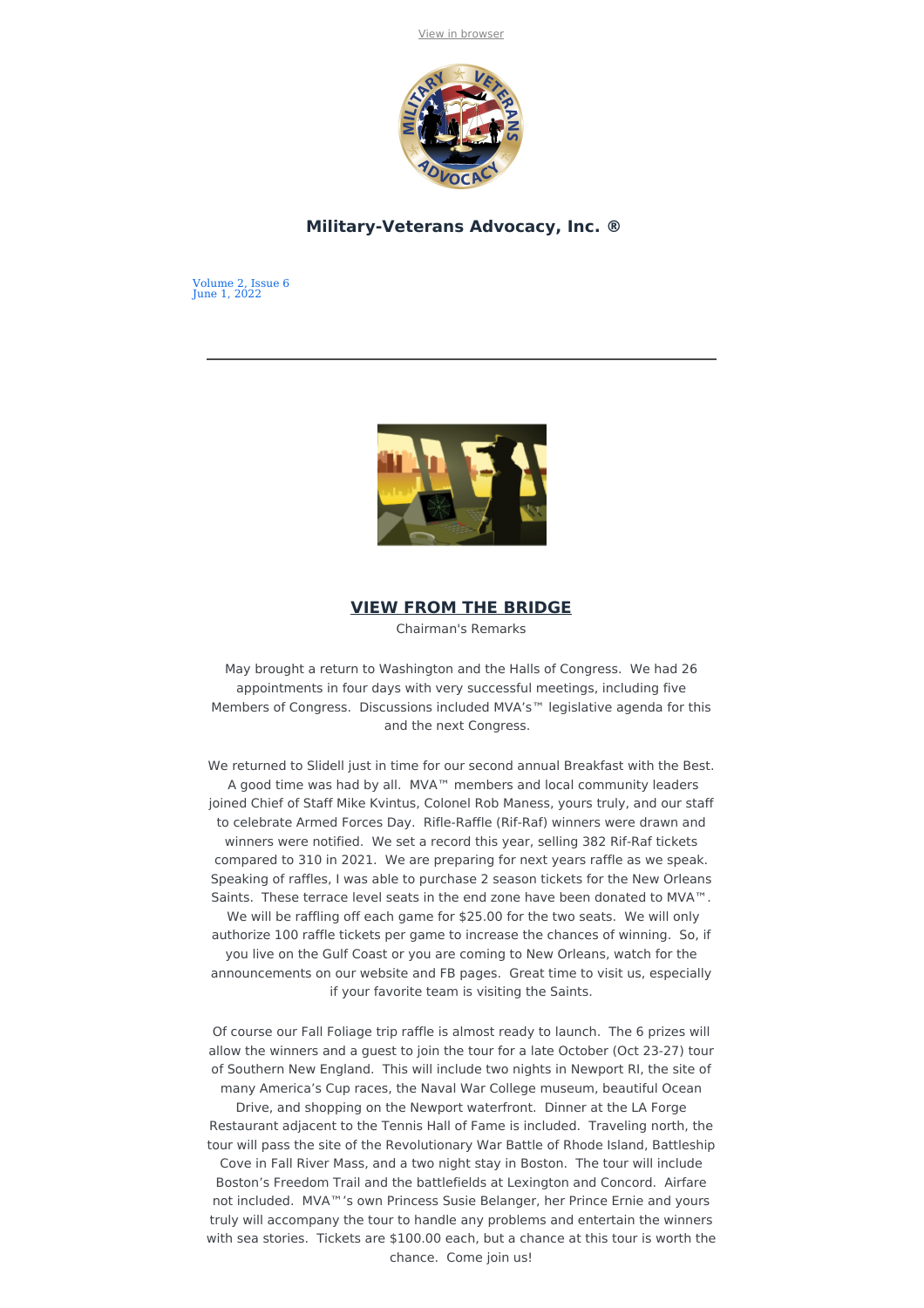View in browser

## Military-Veterans Advocacy, Inc. ®

Volume 2, Issue 6
June 1, 2022

---

## VIEW FROM THE BRIDGE

Chairman's Remarks

May brought a return to Washington and the Halls of Congress. We had 26 appointments in four days with very successful meetings, including five Members of Congress. Discussions included MVA's™ legislative agenda for this and the next Congress.

We returned to Slidell just in time for our second annual Breakfast with the Best. A good time was had by all. MVA™ members and local community leaders joined Chief of Staff Mike Kvintus, Colonel Rob Maness, yours truly, and our staff to celebrate Armed Forces Day. Rifle-Raffle (Rif-Raf) winners were drawn and winners were notified. We set a record this year, selling 382 Rif-Raf tickets compared to 310 in 2021. We are preparing for next years raffle as we speak. Speaking of raffles, I was able to purchase 2 season tickets for the New Orleans Saints. These terrace level seats in the end zone have been donated to MVA™. We will be raffling off each game for $25.00 for the two seats. We will only authorize 100 raffle tickets per game to increase the chances of winning. So, if you live on the Gulf Coast or you are coming to New Orleans, watch for the announcements on our website and FB pages. Great time to visit us, especially if your favorite team is visiting the Saints.

Of course our Fall Foliage trip raffle is almost ready to launch. The 6 prizes will allow the winners and a guest to join the tour for a late October (Oct 23-27) tour of Southern New England. This will include two nights in Newport RI, the site of many America's Cup races, the Naval War College museum, beautiful Ocean Drive, and shopping on the Newport waterfront. Dinner at the LA Forge Restaurant adjacent to the Tennis Hall of Fame is included. Traveling north, the tour will pass the site of the Revolutionary War Battle of Rhode Island, Battleship Cove in Fall River Mass, and a two night stay in Boston. The tour will include Boston's Freedom Trail and the battlefields at Lexington and Concord. Airfare not included. MVA™'s own Princess Susie Belanger, her Prince Ernie and yours truly will accompany the tour to handle any problems and entertain the winners with sea stories. Tickets are $100.00 each, but a chance at this tour is worth the chance. Come join us!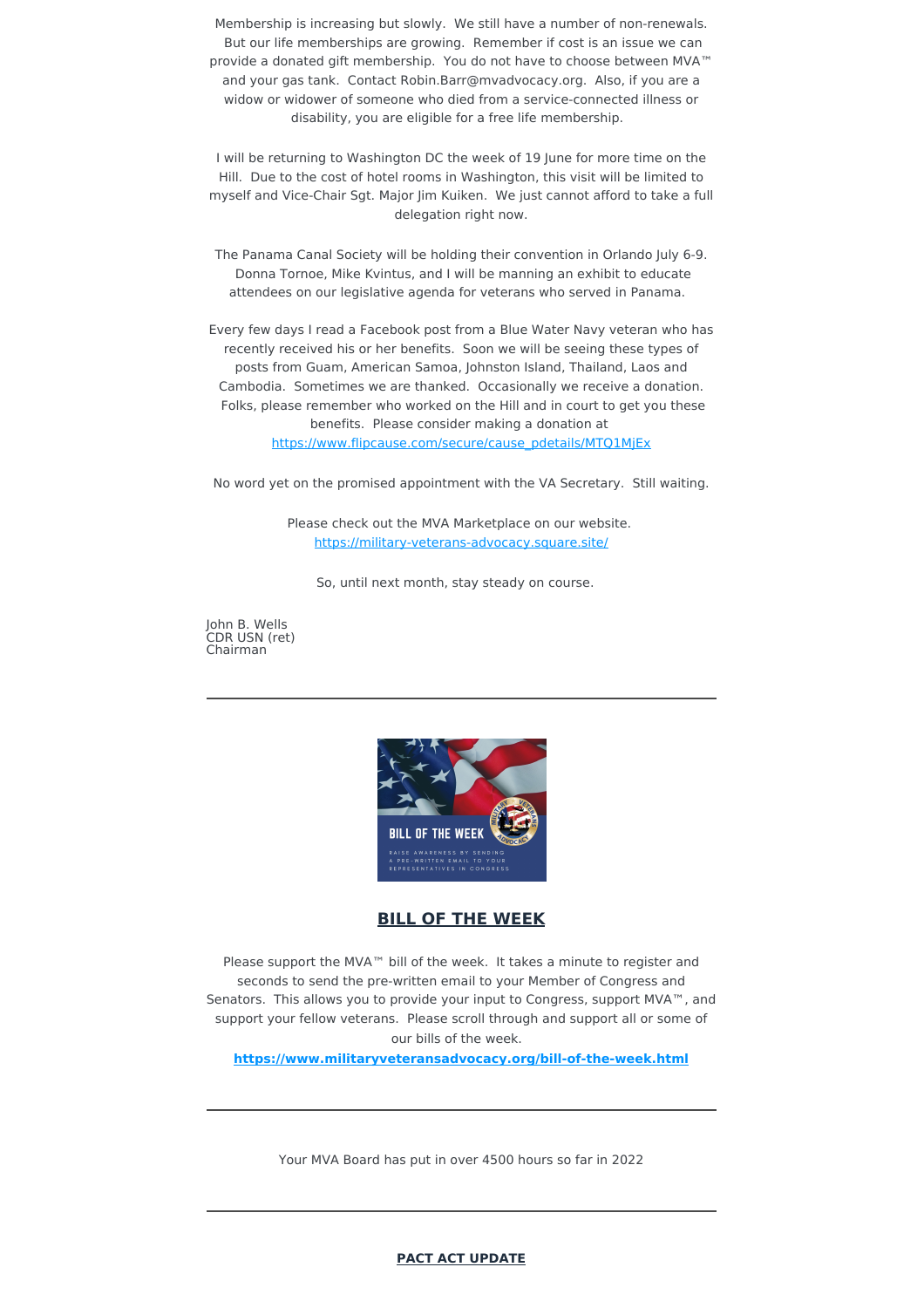Membership is increasing but slowly. We still have a number of non-renewals. But our life memberships are growing. Remember if cost is an issue we can provide a donated gift membership. You do not have to choose between MVA™ and your gas tank. Contact Robin.Barr@mvadvocacy.org. Also, if you are a widow or widower of someone who died from a service-connected illness or disability, you are eligible for a free life membership.

I will be returning to Washington DC the week of 19 June for more time on the Hill. Due to the cost of hotel rooms in Washington, this visit will be limited to myself and Vice-Chair Sgt. Major Jim Kuiken. We just cannot afford to take a full delegation right now.

The Panama Canal Society will be holding their convention in Orlando July 6-9. Donna Tornoe, Mike Kvintus, and I will be manning an exhibit to educate attendees on our legislative agenda for veterans who served in Panama.

Every few days I read a Facebook post from a Blue Water Navy veteran who has recently received his or her benefits. Soon we will be seeing these types of posts from Guam, American Samoa, Johnston Island, Thailand, Laos and Cambodia. Sometimes we are thanked. Occasionally we receive a donation. Folks, please remember who worked on the Hill and in court to get you these benefits. Please consider making a donation at https://www.flipcause.com/secure/cause_pdetails/MTQ1MjEx

No word yet on the promised appointment with the VA Secretary. Still waiting.

Please check out the MVA Marketplace on our website. https://military-veterans-advocacy.square.site/

So, until next month, stay steady on course.

John B. Wells
CDR USN (ret)
Chairman

---

**BILL OF THE WEEK**

Please support the MVA™ bill of the week. It takes a minute to register and seconds to send the pre-written email to your Member of Congress and Senators. This allows you to provide your input to Congress, support MVA™, and support your fellow veterans. Please scroll through and support all or some of our bills of the week.

**https://www.militaryveteransadvocacy.org/bill-of-the-week.html**

---

Your MVA Board has put in over 4500 hours so far in 2022

---

**PACT ACT UPDATE**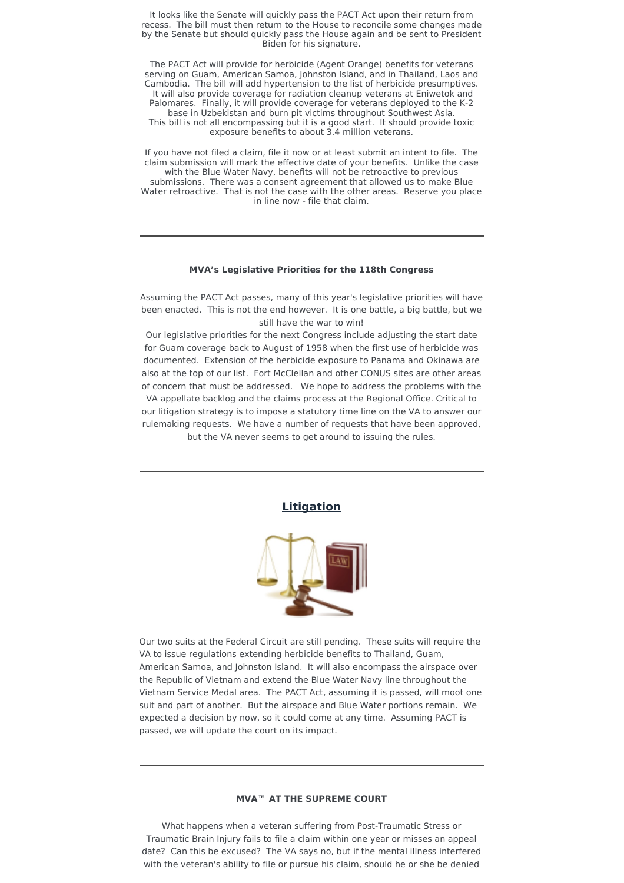It looks like the Senate will quickly pass the PACT Act upon their return from recess. The bill must then return to the House to reconcile some changes made by the Senate but should quickly pass the House again and be sent to President Biden for his signature.

The PACT Act will provide for herbicide (Agent Orange) benefits for veterans serving on Guam, American Samoa, Johnston Island, and in Thailand, Laos and Cambodia. The bill will add hypertension to the list of herbicide presumptives. It will also provide coverage for radiation cleanup veterans at Eniwetok and Palomares. Finally, it will provide coverage for veterans deployed to the K-2 base in Uzbekistan and burn pit victims throughout Southwest Asia. This bill is not all encompassing but it is a good start. It should provide toxic exposure benefits to about 3.4 million veterans.

If you have not filed a claim, file it now or at least submit an intent to file. The claim submission will mark the effective date of your benefits. Unlike the case with the Blue Water Navy, benefits will not be retroactive to previous submissions. There was a consent agreement that allowed us to make Blue Water retroactive. That is not the case with the other areas. Reserve you place in line now - file that claim.

---

**MVA's Legislative Priorities for the 118th Congress**

Assuming the PACT Act passes, many of this year's legislative priorities will have been enacted. This is not the end however. It is one battle, a big battle, but we still have the war to win!

Our legislative priorities for the next Congress include adjusting the start date for Guam coverage back to August of 1958 when the first use of herbicide was documented. Extension of the herbicide exposure to Panama and Okinawa are also at the top of our list. Fort McClellan and other CONUS sites are other areas of concern that must be addressed. We hope to address the problems with the VA appellate backlog and the claims process at the Regional Office. Critical to our litigation strategy is to impose a statutory time line on the VA to answer our rulemaking requests. We have a number of requests that have been approved, but the VA never seems to get around to issuing the rules.

---

## Litigation

Our two suits at the Federal Circuit are still pending. These suits will require the VA to issue regulations extending herbicide benefits to Thailand, Guam, American Samoa, and Johnston Island. It will also encompass the airspace over the Republic of Vietnam and extend the Blue Water Navy line throughout the Vietnam Service Medal area. The PACT Act, assuming it is passed, will moot one suit and part of another. But the airspace and Blue Water portions remain. We expected a decision by now, so it could come at any time. Assuming PACT is passed, we will update the court on its impact.

---

**MVA™ AT THE SUPREME COURT**

What happens when a veteran suffering from Post-Traumatic Stress or Traumatic Brain Injury fails to file a claim within one year or misses an appeal date? Can this be excused? The VA says no, but if the mental illness interfered with the veteran's ability to file or pursue his claim, should he or she be denied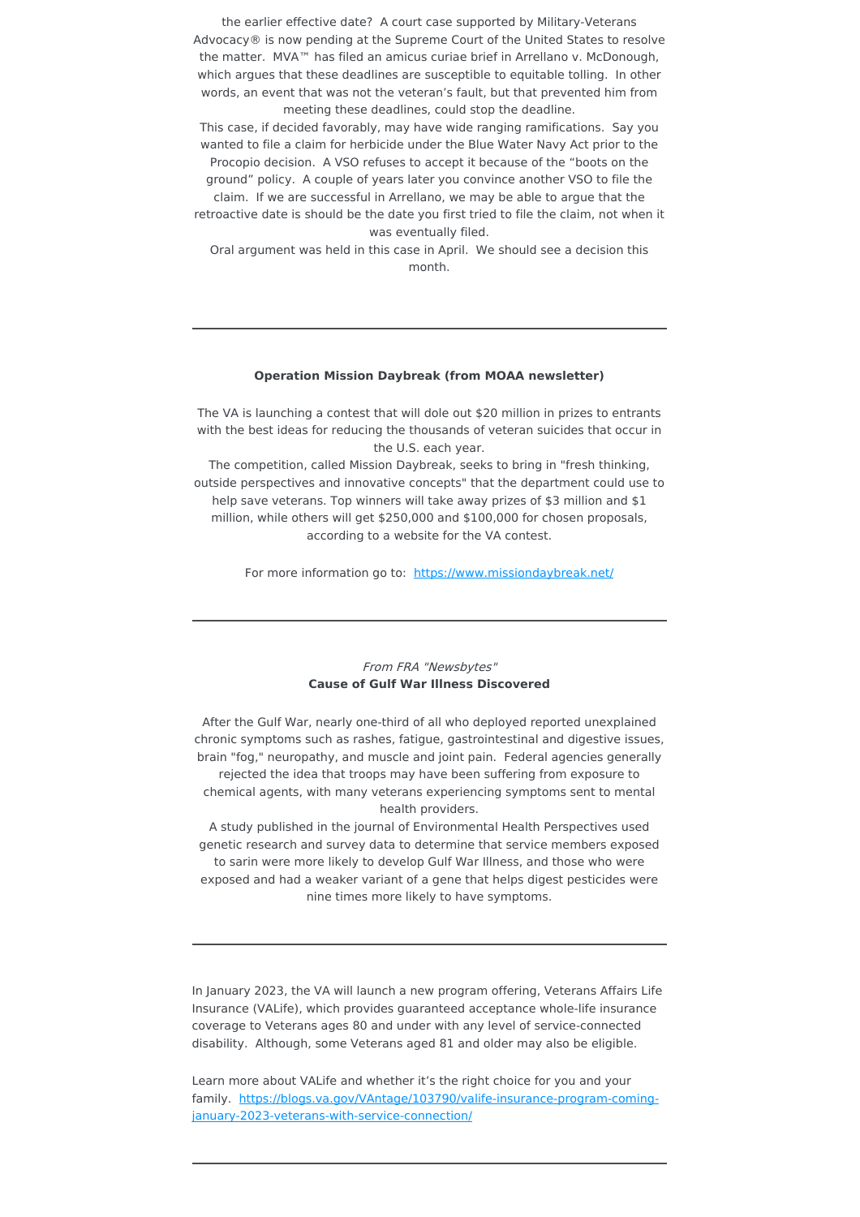the earlier effective date? A court case supported by Military-Veterans Advocacy® is now pending at the Supreme Court of the United States to resolve the matter. MVA™ has filed an amicus curiae brief in Arrellano v. McDonough, which argues that these deadlines are susceptible to equitable tolling. In other words, an event that was not the veteran's fault, but that prevented him from meeting these deadlines, could stop the deadline.

This case, if decided favorably, may have wide ranging ramifications. Say you wanted to file a claim for herbicide under the Blue Water Navy Act prior to the Procopio decision. A VSO refuses to accept it because of the "boots on the ground" policy. A couple of years later you convince another VSO to file the claim. If we are successful in Arrellano, we may be able to argue that the retroactive date is should be the date you first tried to file the claim, not when it was eventually filed.

Oral argument was held in this case in April. We should see a decision this month.

---

**Operation Mission Daybreak (from MOAA newsletter)**

The VA is launching a contest that will dole out $20 million in prizes to entrants with the best ideas for reducing the thousands of veteran suicides that occur in the U.S. each year.

The competition, called Mission Daybreak, seeks to bring in "fresh thinking, outside perspectives and innovative concepts" that the department could use to help save veterans. Top winners will take away prizes of $3 million and $1 million, while others will get $250,000 and $100,000 for chosen proposals, according to a website for the VA contest.

For more information go to: [https://www.missiondaybreak.net/](https://www.missiondaybreak.net/)

---

*From FRA "Newsbytes"*
**Cause of Gulf War Illness Discovered**

After the Gulf War, nearly one-third of all who deployed reported unexplained chronic symptoms such as rashes, fatigue, gastrointestinal and digestive issues, brain "fog," neuropathy, and muscle and joint pain. Federal agencies generally rejected the idea that troops may have been suffering from exposure to chemical agents, with many veterans experiencing symptoms sent to mental health providers.

A study published in the journal of Environmental Health Perspectives used genetic research and survey data to determine that service members exposed to sarin were more likely to develop Gulf War Illness, and those who were exposed and had a weaker variant of a gene that helps digest pesticides were nine times more likely to have symptoms.

---

In January 2023, the VA will launch a new program offering, Veterans Affairs Life Insurance (VALife), which provides guaranteed acceptance whole-life insurance coverage to Veterans ages 80 and under with any level of service-connected disability. Although, some Veterans aged 81 and older may also be eligible.

Learn more about VALife and whether it's the right choice for you and your family. [https://blogs.va.gov/VAntage/103790/valife-insurance-program-coming-january-2023-veterans-with-service-connection/](https://blogs.va.gov/VAntage/103790/valife-insurance-program-coming-january-2023-veterans-with-service-connection/)

---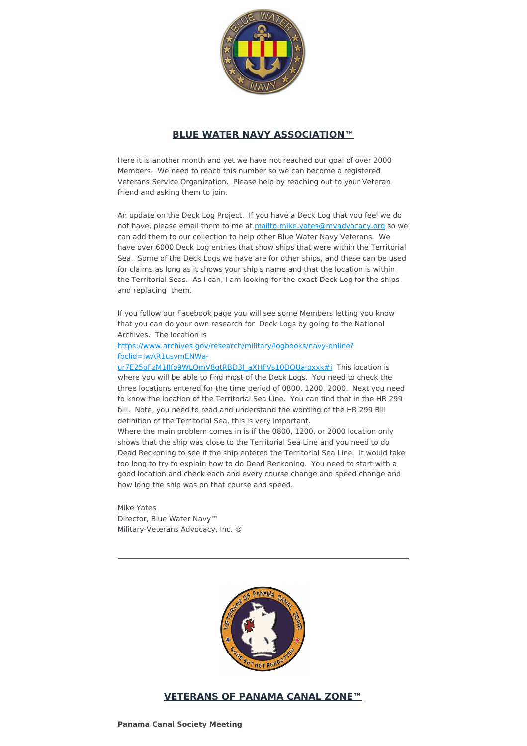## BLUE WATER NAVY ASSOCIATION™

Here it is another month and yet we have not reached our goal of over 2000 Members. We need to reach this number so we can become a registered Veterans Service Organization. Please help by reaching out to your Veteran friend and asking them to join.

An update on the Deck Log Project. If you have a Deck Log that you feel we do not have, please email them to me at mailto:mike.yates@mvadvocacy.org so we can add them to our collection to help other Blue Water Navy Veterans. We have over 6000 Deck Log entries that show ships that were within the Territorial Sea. Some of the Deck Logs we have are for other ships, and these can be used for claims as long as it shows your ship's name and that the location is within the Territorial Seas. As I can, I am looking for the exact Deck Log for the ships and replacing them.

If you follow our Facebook page you will see some Members letting you know that you can do your own research for Deck Logs by going to the National Archives. The location is https://www.archives.gov/research/military/logbooks/navy-online?fbclid=IwAR1usvmENWa-ur7E25gFzM1JJfo9WLOmV8gtRBD3J_aXHFVs10DOUalpxxk#i This location is where you will be able to find most of the Deck Logs. You need to check the three locations entered for the time period of 0800, 1200, 2000. Next you need to know the location of the Territorial Sea Line. You can find that in the HR 299 bill. Note, you need to read and understand the wording of the HR 299 Bill definition of the Territorial Sea, this is very important.
Where the main problem comes in is if the 0800, 1200, or 2000 location only shows that the ship was close to the Territorial Sea Line and you need to do Dead Reckoning to see if the ship entered the Territorial Sea Line. It would take too long to try to explain how to do Dead Reckoning. You need to start with a good location and check each and every course change and speed change and how long the ship was on that course and speed.

Mike Yates
Director, Blue Water Navy™
Military-Veterans Advocacy, Inc. ®

---

## VETERANS OF PANAMA CANAL ZONE™

**Panama Canal Society Meeting**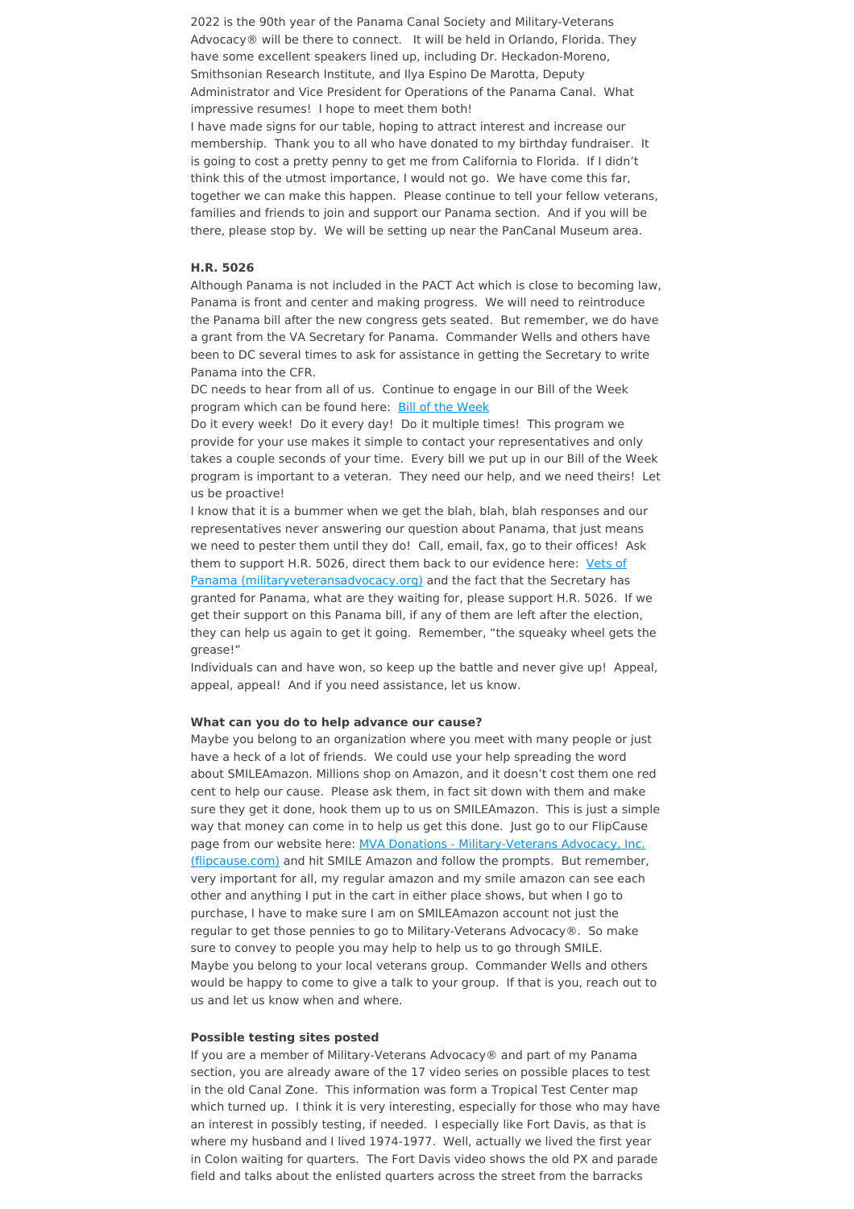2022 is the 90th year of the Panama Canal Society and Military-Veterans Advocacy® will be there to connect. It will be held in Orlando, Florida. They have some excellent speakers lined up, including Dr. Heckadon-Moreno, Smithsonian Research Institute, and Ilya Espino De Marotta, Deputy Administrator and Vice President for Operations of the Panama Canal. What impressive resumes! I hope to meet them both!

I have made signs for our table, hoping to attract interest and increase our membership. Thank you to all who have donated to my birthday fundraiser. It is going to cost a pretty penny to get me from California to Florida. If I didn't think this of the utmost importance, I would not go. We have come this far, together we can make this happen. Please continue to tell your fellow veterans, families and friends to join and support our Panama section. And if you will be there, please stop by. We will be setting up near the PanCanal Museum area.

**H.R. 5026**

Although Panama is not included in the PACT Act which is close to becoming law, Panama is front and center and making progress. We will need to reintroduce the Panama bill after the new congress gets seated. But remember, we do have a grant from the VA Secretary for Panama. Commander Wells and others have been to DC several times to ask for assistance in getting the Secretary to write Panama into the CFR.

DC needs to hear from all of us. Continue to engage in our Bill of the Week program which can be found here: [Bill of the Week]

Do it every week! Do it every day! Do it multiple times! This program we provide for your use makes it simple to contact your representatives and only takes a couple seconds of your time. Every bill we put up in our Bill of the Week program is important to a veteran. They need our help, and we need theirs! Let us be proactive!

I know that it is a bummer when we get the blah, blah, blah responses and our representatives never answering our question about Panama, that just means we need to pester them until they do! Call, email, fax, go to their offices! Ask them to support H.R. 5026, direct them back to our evidence here: [Vets of Panama (militaryveteransadvocacy.org)] and the fact that the Secretary has granted for Panama, what are they waiting for, please support H.R. 5026. If we get their support on this Panama bill, if any of them are left after the election, they can help us again to get it going. Remember, "the squeaky wheel gets the grease!"

Individuals can and have won, so keep up the battle and never give up! Appeal, appeal, appeal! And if you need assistance, let us know.

**What can you do to help advance our cause?**

Maybe you belong to an organization where you meet with many people or just have a heck of a lot of friends. We could use your help spreading the word about SMILEAmazon. Millions shop on Amazon, and it doesn't cost them one red cent to help our cause. Please ask them, in fact sit down with them and make sure they get it done, hook them up to us on SMILEAmazon. This is just a simple way that money can come in to help us get this done. Just go to our FlipCause page from our website here: [MVA Donations - Military-Veterans Advocacy, Inc. (flipcause.com)] and hit SMILE Amazon and follow the prompts. But remember, very important for all, my regular amazon and my smile amazon can see each other and anything I put in the cart in either place shows, but when I go to purchase, I have to make sure I am on SMILEAmazon account not just the regular to get those pennies to go to Military-Veterans Advocacy®. So make sure to convey to people you may help to help us to go through SMILE.

Maybe you belong to your local veterans group. Commander Wells and others would be happy to come to give a talk to your group. If that is you, reach out to us and let us know when and where.

**Possible testing sites posted**

If you are a member of Military-Veterans Advocacy® and part of my Panama section, you are already aware of the 17 video series on possible places to test in the old Canal Zone. This information was form a Tropical Test Center map which turned up. I think it is very interesting, especially for those who may have an interest in possibly testing, if needed. I especially like Fort Davis, as that is where my husband and I lived 1974-1977. Well, actually we lived the first year in Colon waiting for quarters. The Fort Davis video shows the old PX and parade field and talks about the enlisted quarters across the street from the barracks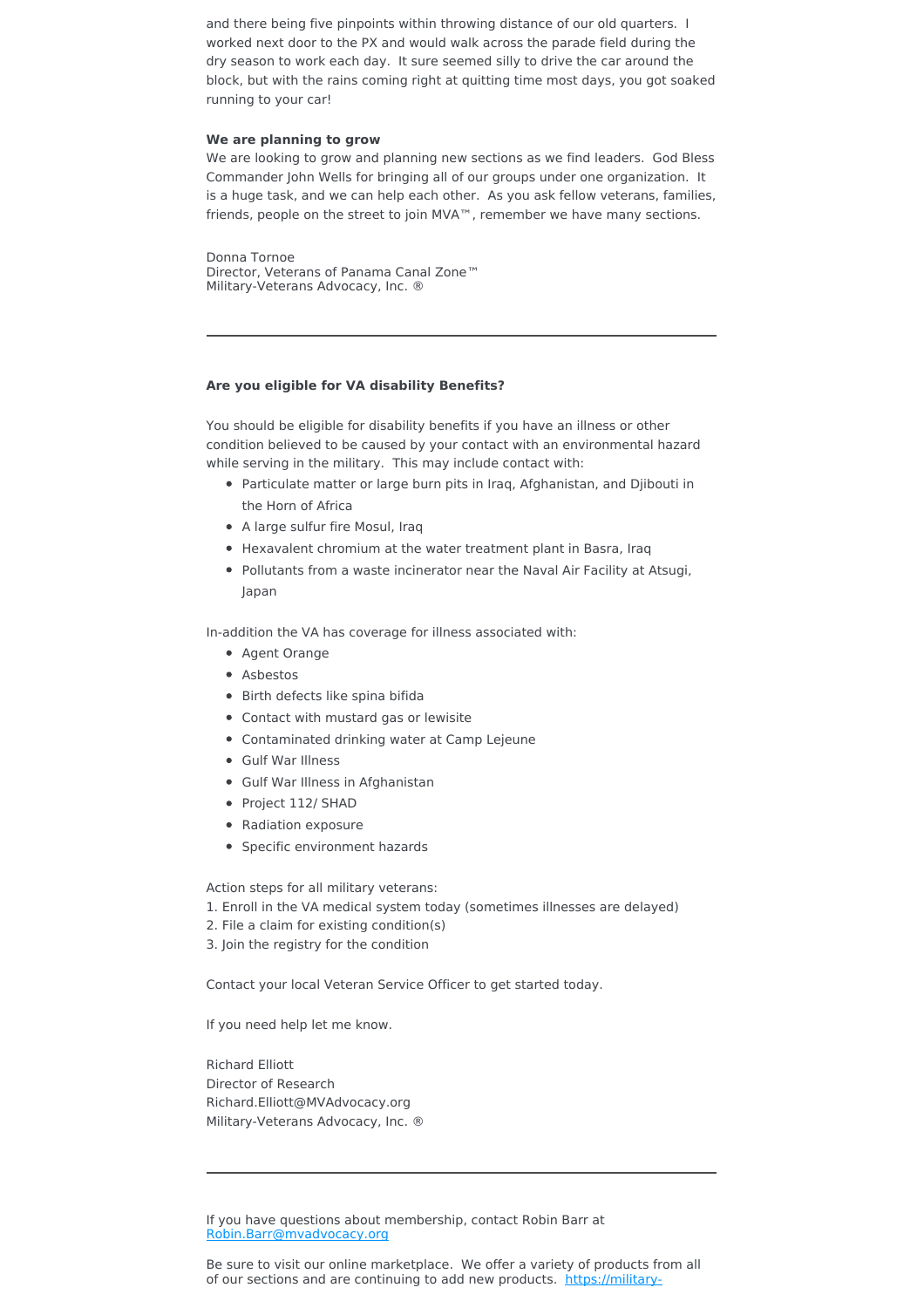and there being five pinpoints within throwing distance of our old quarters. I worked next door to the PX and would walk across the parade field during the dry season to work each day. It sure seemed silly to drive the car around the block, but with the rains coming right at quitting time most days, you got soaked running to your car!

**We are planning to grow**

We are looking to grow and planning new sections as we find leaders. God Bless Commander John Wells for bringing all of our groups under one organization. It is a huge task, and we can help each other. As you ask fellow veterans, families, friends, people on the street to join MVA™, remember we have many sections.

Donna Tornoe
Director, Veterans of Panama Canal Zone™
Military-Veterans Advocacy, Inc. ®

---

**Are you eligible for VA disability Benefits?**

You should be eligible for disability benefits if you have an illness or other condition believed to be caused by your contact with an environmental hazard while serving in the military. This may include contact with:

- Particulate matter or large burn pits in Iraq, Afghanistan, and Djibouti in the Horn of Africa
- A large sulfur fire Mosul, Iraq
- Hexavalent chromium at the water treatment plant in Basra, Iraq
- Pollutants from a waste incinerator near the Naval Air Facility at Atsugi, Japan

In-addition the VA has coverage for illness associated with:

- Agent Orange
- Asbestos
- Birth defects like spina bifida
- Contact with mustard gas or lewisite
- Contaminated drinking water at Camp Lejeune
- Gulf War Illness
- Gulf War Illness in Afghanistan
- Project 112/ SHAD
- Radiation exposure
- Specific environment hazards

Action steps for all military veterans:
1. Enroll in the VA medical system today (sometimes illnesses are delayed)
2. File a claim for existing condition(s)
3. Join the registry for the condition

Contact your local Veteran Service Officer to get started today.

If you need help let me know.

Richard Elliott
Director of Research
Richard.Elliott@MVAdvocacy.org
Military-Veterans Advocacy, Inc. ®

---

If you have questions about membership, contact Robin Barr at Robin.Barr@mvadvocacy.org

Be sure to visit our online marketplace. We offer a variety of products from all of our sections and are continuing to add new products. https://military-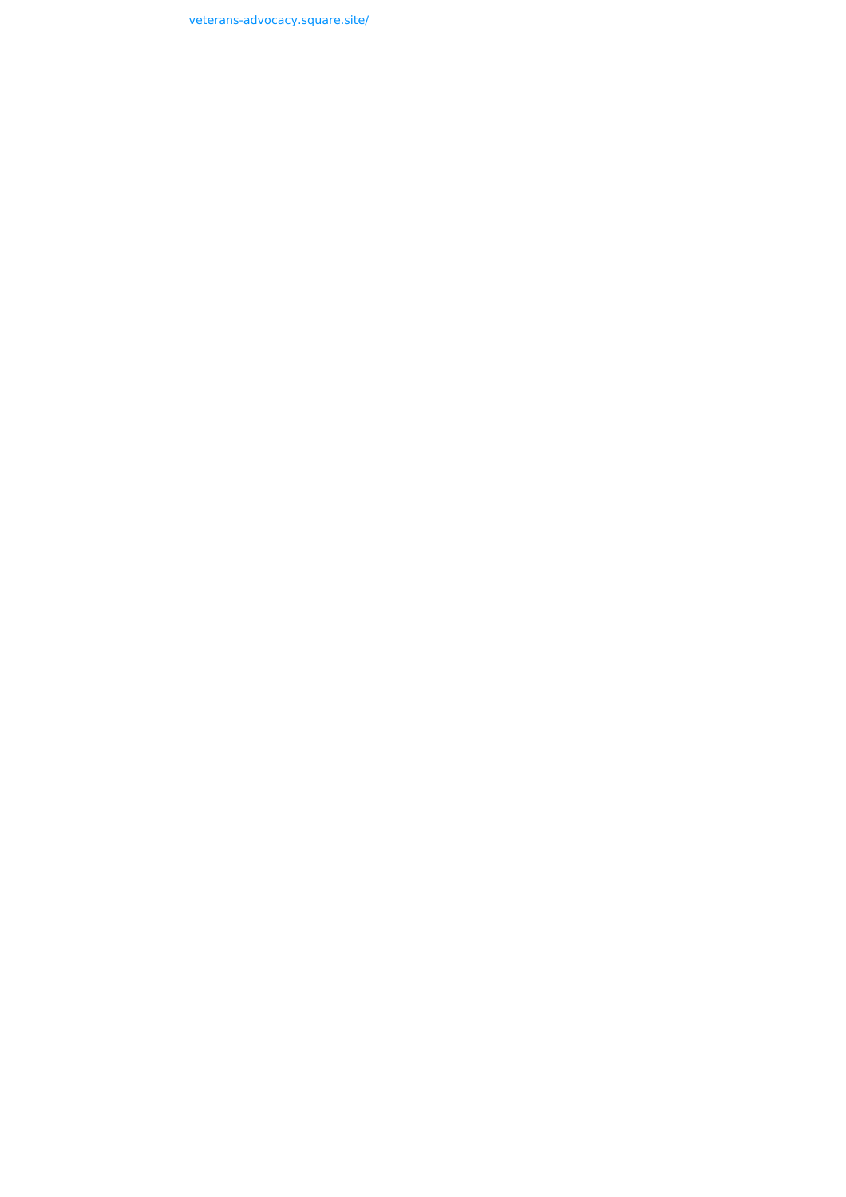veterans-advocacy.square.site/